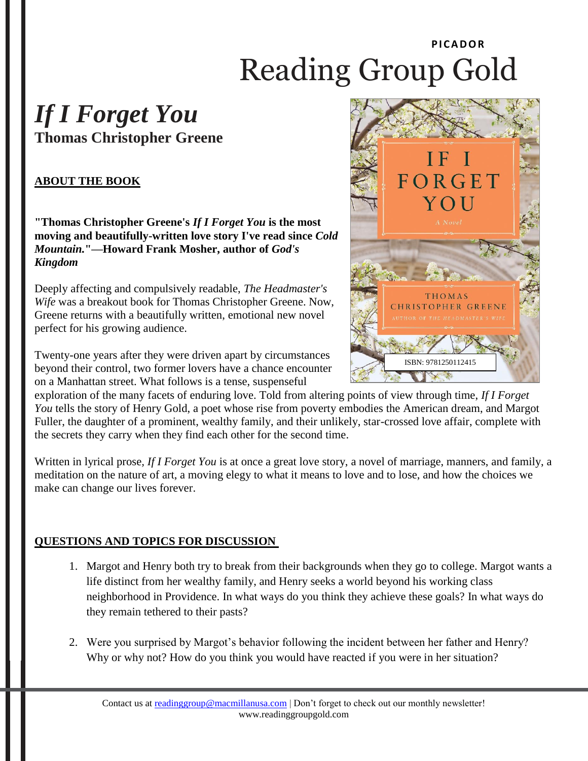PICADOR

# Reading Group Gold

# *If I Forget You*

## Thomas Christopher Greene

ISBN: 9781250112415

### ABOUT THE BOOK

**"Thomas Christopher Greene's *If I Forget You* is the most moving and beautifully-written love story I've read since *Cold Mountain.*"—Howard Frank Mosher, author of *God's Kingdom***

Deeply affecting and compulsively readable, *The Headmaster's Wife* was a breakout book for Thomas Christopher Greene. Now, Greene returns with a beautifully written, emotional new novel perfect for his growing audience.

Twenty-one years after they were driven apart by circumstances beyond their control, two former lovers have a chance encounter on a Manhattan street. What follows is a tense, suspenseful exploration of the many facets of enduring love. Told from altering points of view through time, *If I Forget You* tells the story of Henry Gold, a poet whose rise from poverty embodies the American dream, and Margot Fuller, the daughter of a prominent, wealthy family, and their unlikely, star-crossed love affair, complete with the secrets they carry when they find each other for the second time.

Written in lyrical prose, *If I Forget You* is at once a great love story, a novel of marriage, manners, and family, a meditation on the nature of art, a moving elegy to what it means to love and to lose, and how the choices we make can change our lives forever.

### QUESTIONS AND TOPICS FOR DISCUSSION

1. Margot and Henry both try to break from their backgrounds when they go to college. Margot wants a life distinct from her wealthy family, and Henry seeks a world beyond his working class neighborhood in Providence. In what ways do you think they achieve these goals? In what ways do they remain tethered to their pasts?

2. Were you surprised by Margot's behavior following the incident between her father and Henry? Why or why not? How do you think you would have reacted if you were in her situation?

Contact us at readinggroup@macmillanusa.com | Don't forget to check out our monthly newsletter!
www.readinggroupgold.com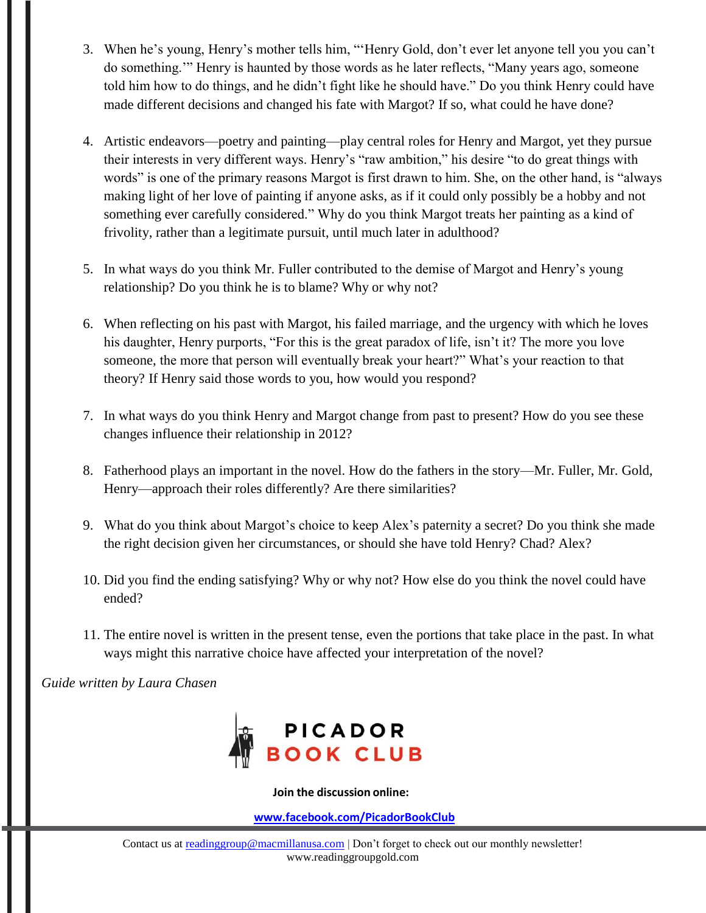3. When he's young, Henry's mother tells him, "'Henry Gold, don't ever let anyone tell you you can't do something.'" Henry is haunted by those words as he later reflects, "Many years ago, someone told him how to do things, and he didn't fight like he should have." Do you think Henry could have made different decisions and changed his fate with Margot? If so, what could he have done?

4. Artistic endeavors—poetry and painting—play central roles for Henry and Margot, yet they pursue their interests in very different ways. Henry's "raw ambition," his desire "to do great things with words" is one of the primary reasons Margot is first drawn to him. She, on the other hand, is "always making light of her love of painting if anyone asks, as if it could only possibly be a hobby and not something ever carefully considered." Why do you think Margot treats her painting as a kind of frivolity, rather than a legitimate pursuit, until much later in adulthood?

5. In what ways do you think Mr. Fuller contributed to the demise of Margot and Henry's young relationship? Do you think he is to blame? Why or why not?

6. When reflecting on his past with Margot, his failed marriage, and the urgency with which he loves his daughter, Henry purports, "For this is the great paradox of life, isn't it? The more you love someone, the more that person will eventually break your heart?" What's your reaction to that theory? If Henry said those words to you, how would you respond?

7. In what ways do you think Henry and Margot change from past to present? How do you see these changes influence their relationship in 2012?

8. Fatherhood plays an important in the novel. How do the fathers in the story—Mr. Fuller, Mr. Gold, Henry—approach their roles differently? Are there similarities?

9. What do you think about Margot's choice to keep Alex's paternity a secret? Do you think she made the right decision given her circumstances, or should she have told Henry? Chad? Alex?

10. Did you find the ending satisfying? Why or why not? How else do you think the novel could have ended?

11. The entire novel is written in the present tense, even the portions that take place in the past. In what ways might this narrative choice have affected your interpretation of the novel?

*Guide written by Laura Chasen*

PICADOR BOOK CLUB

**Join the discussion online:**

**www.facebook.com/PicadorBookClub**

Contact us at readinggroup@macmillanusa.com | Don't forget to check out our monthly newsletter!
www.readinggroupgold.com